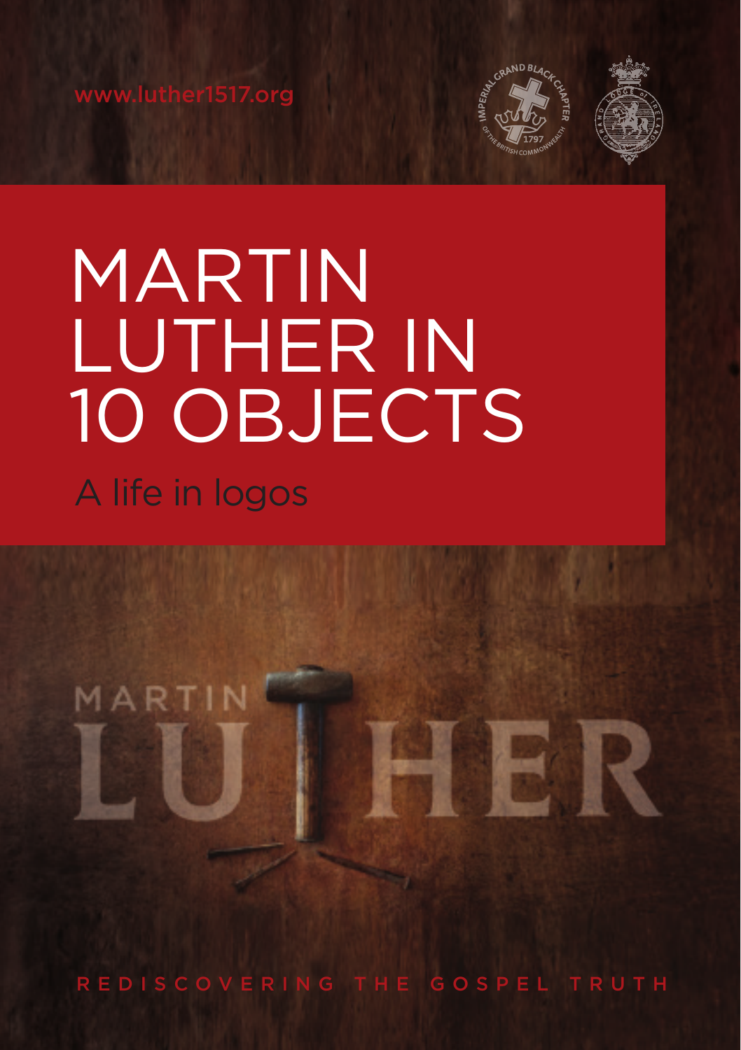www.luther1517.org

# MARTIN LUTHER IN 10 OBJECTS

## A life in logos

REDISCOVERING THE GOSPEL TRUTH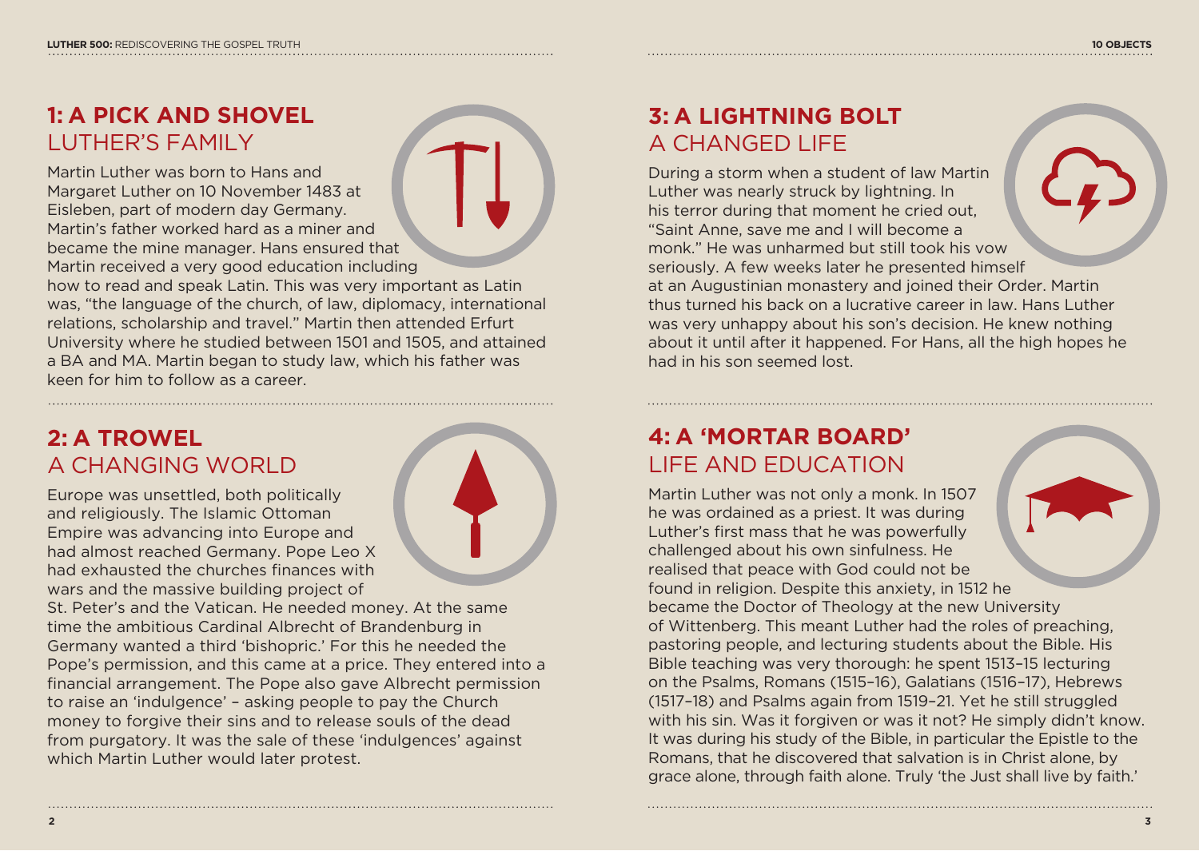## 1: A PICK AND SHOVEL
### LUTHER'S FAMILY

Martin Luther was born to Hans and Margaret Luther on 10 November 1483 at Eisleben, part of modern day Germany. Martin's father worked hard as a miner and became the mine manager. Hans ensured that Martin received a very good education including how to read and speak Latin. This was very important as Latin was, "the language of the church, of law, diplomacy, international relations, scholarship and travel." Martin then attended Erfurt University where he studied between 1501 and 1505, and attained a BA and MA. Martin began to study law, which his father was keen for him to follow as a career.

## 2: A TROWEL
### A CHANGING WORLD

Europe was unsettled, both politically and religiously. The Islamic Ottoman Empire was advancing into Europe and had almost reached Germany. Pope Leo X had exhausted the churches finances with wars and the massive building project of St. Peter's and the Vatican. He needed money. At the same time the ambitious Cardinal Albrecht of Brandenburg in Germany wanted a third 'bishopric.' For this he needed the Pope's permission, and this came at a price. They entered into a financial arrangement. The Pope also gave Albrecht permission to raise an 'indulgence' – asking people to pay the Church money to forgive their sins and to release souls of the dead from purgatory. It was the sale of these 'indulgences' against which Martin Luther would later protest.

## 3: A LIGHTNING BOLT
### A CHANGED LIFE

During a storm when a student of law Martin Luther was nearly struck by lightning. In his terror during that moment he cried out, "Saint Anne, save me and I will become a monk." He was unharmed but still took his vow seriously. A few weeks later he presented himself at an Augustinian monastery and joined their Order. Martin thus turned his back on a lucrative career in law. Hans Luther was very unhappy about his son's decision. He knew nothing about it until after it happened. For Hans, all the high hopes he had in his son seemed lost.

## 4: A 'MORTAR BOARD'
### LIFE AND EDUCATION

Martin Luther was not only a monk. In 1507 he was ordained as a priest. It was during Luther's first mass that he was powerfully challenged about his own sinfulness. He realised that peace with God could not be found in religion. Despite this anxiety, in 1512 he became the Doctor of Theology at the new University of Wittenberg. This meant Luther had the roles of preaching, pastoring people, and lecturing students about the Bible. His Bible teaching was very thorough: he spent 1513–15 lecturing on the Psalms, Romans (1515–16), Galatians (1516–17), Hebrews (1517–18) and Psalms again from 1519–21. Yet he still struggled with his sin. Was it forgiven or was it not? He simply didn't know. It was during his study of the Bible, in particular the Epistle to the Romans, that he discovered that salvation is in Christ alone, by grace alone, through faith alone. Truly 'the Just shall live by faith.'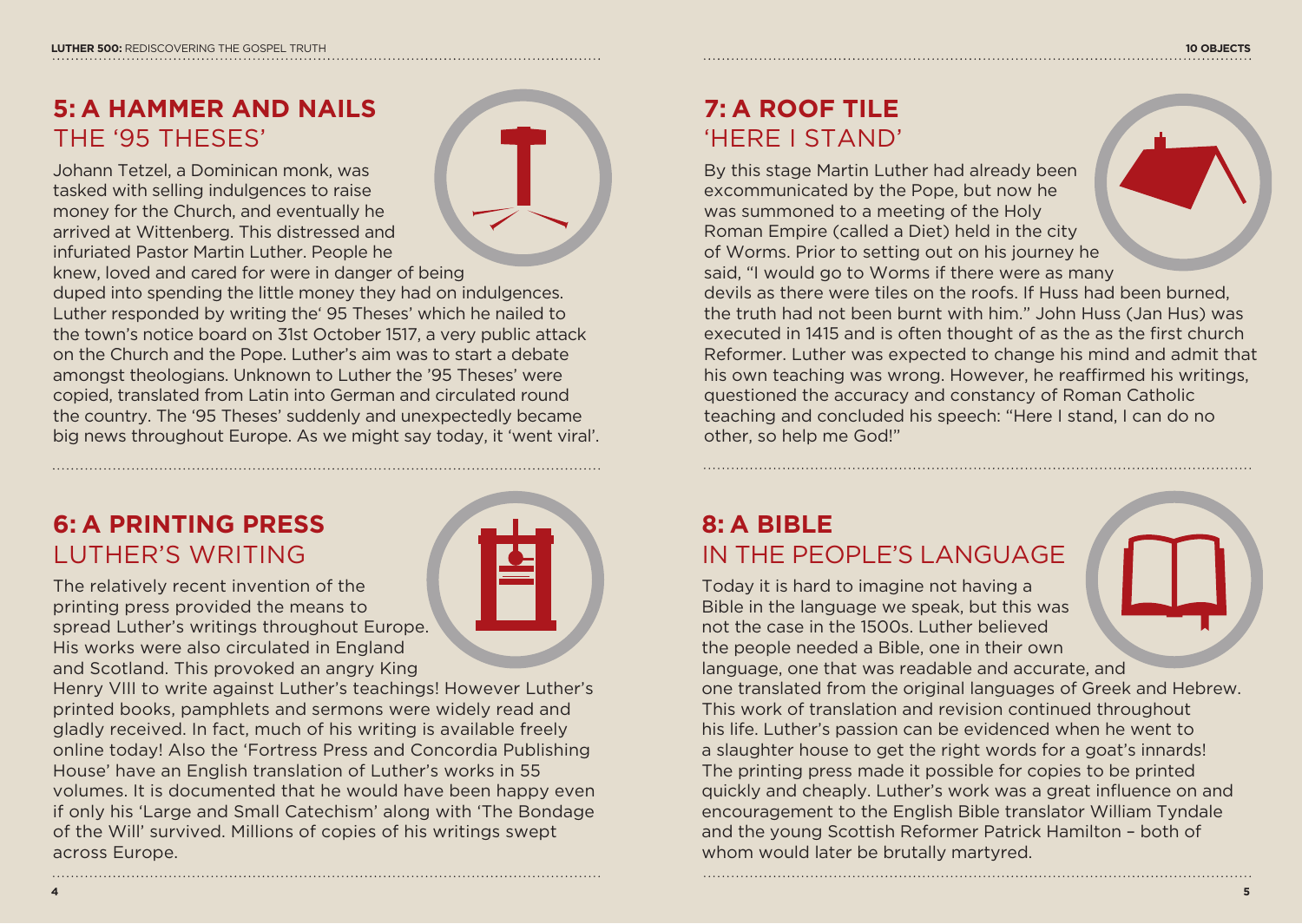## 5: A HAMMER AND NAILS
## THE '95 THESES'

Johann Tetzel, a Dominican monk, was tasked with selling indulgences to raise money for the Church, and eventually he arrived at Wittenberg. This distressed and infuriated Pastor Martin Luther. People he knew, loved and cared for were in danger of being duped into spending the little money they had on indulgences. Luther responded by writing the' 95 Theses' which he nailed to the town's notice board on 31st October 1517, a very public attack on the Church and the Pope. Luther's aim was to start a debate amongst theologians. Unknown to Luther the '95 Theses' were copied, translated from Latin into German and circulated round the country. The '95 Theses' suddenly and unexpectedly became big news throughout Europe. As we might say today, it 'went viral'.

## 6: A PRINTING PRESS
## LUTHER'S WRITING

The relatively recent invention of the printing press provided the means to spread Luther's writings throughout Europe. His works were also circulated in England and Scotland. This provoked an angry King Henry VIII to write against Luther's teachings! However Luther's printed books, pamphlets and sermons were widely read and gladly received. In fact, much of his writing is available freely online today! Also the 'Fortress Press and Concordia Publishing House' have an English translation of Luther's works in 55 volumes. It is documented that he would have been happy even if only his 'Large and Small Catechism' along with 'The Bondage of the Will' survived. Millions of copies of his writings swept across Europe.

## 7: A ROOF TILE
## 'HERE I STAND'

By this stage Martin Luther had already been excommunicated by the Pope, but now he was summoned to a meeting of the Holy Roman Empire (called a Diet) held in the city of Worms. Prior to setting out on his journey he said, "I would go to Worms if there were as many devils as there were tiles on the roofs. If Huss had been burned, the truth had not been burnt with him." John Huss (Jan Hus) was executed in 1415 and is often thought of as the as the first church Reformer. Luther was expected to change his mind and admit that his own teaching was wrong. However, he reaffirmed his writings, questioned the accuracy and constancy of Roman Catholic teaching and concluded his speech: "Here I stand, I can do no other, so help me God!"

## 8: A BIBLE
## IN THE PEOPLE'S LANGUAGE

Today it is hard to imagine not having a Bible in the language we speak, but this was not the case in the 1500s. Luther believed the people needed a Bible, one in their own language, one that was readable and accurate, and one translated from the original languages of Greek and Hebrew. This work of translation and revision continued throughout his life. Luther's passion can be evidenced when he went to a slaughter house to get the right words for a goat's innards! The printing press made it possible for copies to be printed quickly and cheaply. Luther's work was a great influence on and encouragement to the English Bible translator William Tyndale and the young Scottish Reformer Patrick Hamilton – both of whom would later be brutally martyred.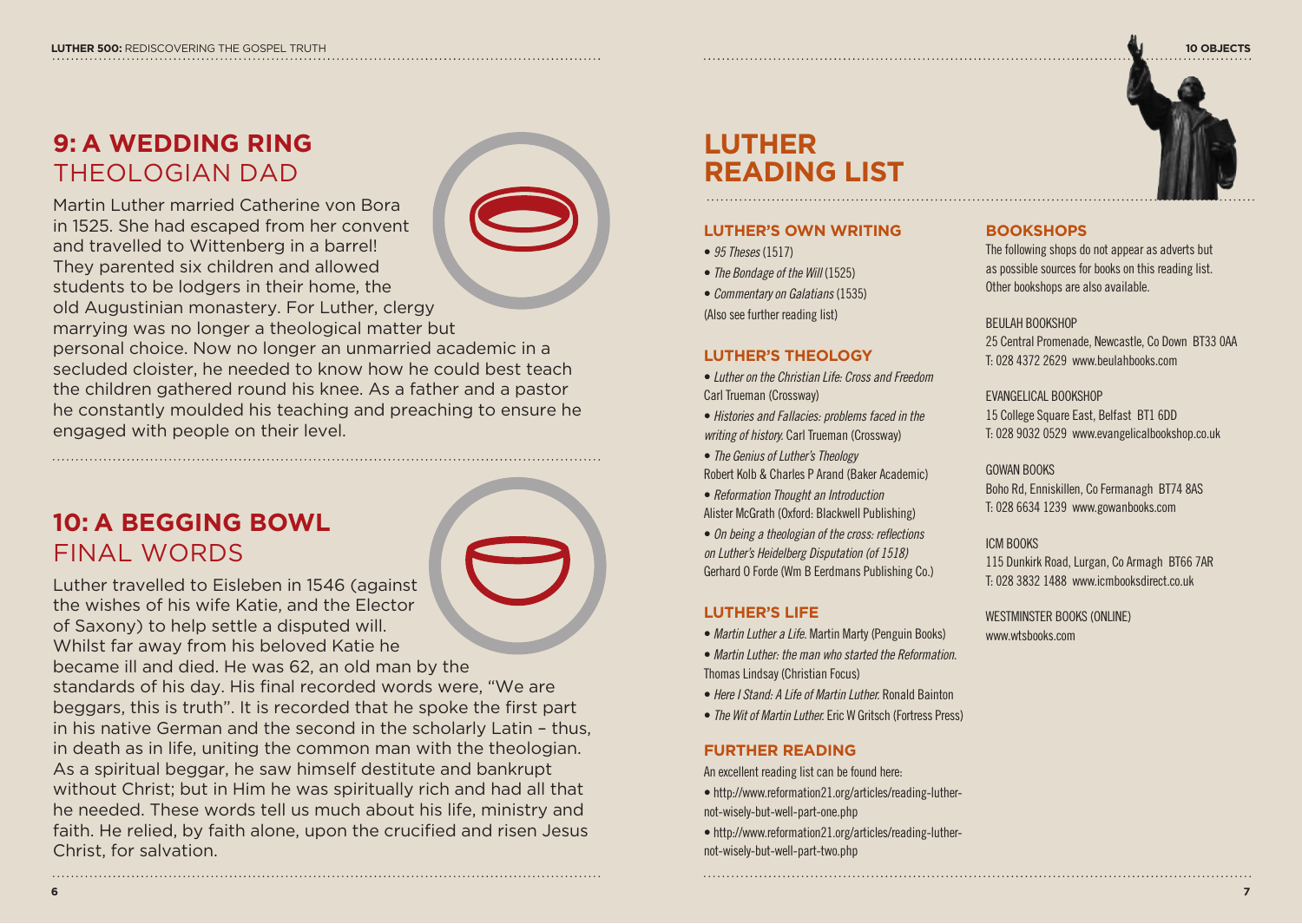## 9: A WEDDING RING
### THEOLOGIAN DAD

Martin Luther married Catherine von Bora in 1525. She had escaped from her convent and travelled to Wittenberg in a barrel! They parented six children and allowed students to be lodgers in their home, the old Augustinian monastery. For Luther, clergy marrying was no longer a theological matter but personal choice. Now no longer an unmarried academic in a secluded cloister, he needed to know how he could best teach the children gathered round his knee. As a father and a pastor he constantly moulded his teaching and preaching to ensure he engaged with people on their level.

## 10: A BEGGING BOWL
### FINAL WORDS

Luther travelled to Eisleben in 1546 (against the wishes of his wife Katie, and the Elector of Saxony) to help settle a disputed will. Whilst far away from his beloved Katie he became ill and died. He was 62, an old man by the standards of his day. His final recorded words were, "We are beggars, this is truth". It is recorded that he spoke the first part in his native German and the second in the scholarly Latin – thus, in death as in life, uniting the common man with the theologian. As a spiritual beggar, he saw himself destitute and bankrupt without Christ; but in Him he was spiritually rich and had all that he needed. These words tell us much about his life, ministry and faith. He relied, by faith alone, upon the crucified and risen Jesus Christ, for salvation.

# LUTHER READING LIST

### LUTHER'S OWN WRITING

- *95 Theses* (1517)
- *The Bondage of the Will* (1525)
- *Commentary on Galatians* (1535)

(Also see further reading list)

### LUTHER'S THEOLOGY

- *Luther on the Christian Life: Cross and Freedom* Carl Trueman (Crossway)
- *Histories and Fallacies: problems faced in the writing of history.* Carl Trueman (Crossway)
- *The Genius of Luther's Theology* Robert Kolb & Charles P Arand (Baker Academic)
- *Reformation Thought an Introduction* Alister McGrath (Oxford: Blackwell Publishing)
- *On being a theologian of the cross: reflections on Luther's Heidelberg Disputation (of 1518)* Gerhard O Forde (Wm B Eerdmans Publishing Co.)

### LUTHER'S LIFE

- *Martin Luther a Life.* Martin Marty (Penguin Books)
- *Martin Luther: the man who started the Reformation.* Thomas Lindsay (Christian Focus)
- *Here I Stand: A Life of Martin Luther.* Ronald Bainton
- *The Wit of Martin Luther.* Eric W Gritsch (Fortress Press)

### FURTHER READING

An excellent reading list can be found here:

- http://www.reformation21.org/articles/reading-luther-not-wisely-but-well-part-one.php
- http://www.reformation21.org/articles/reading-luther-not-wisely-but-well-part-two.php

### BOOKSHOPS

The following shops do not appear as adverts but as possible sources for books on this reading list. Other bookshops are also available.

BEULAH BOOKSHOP
25 Central Promenade, Newcastle, Co Down BT33 0AA
T: 028 4372 2629 www.beulahbooks.com

EVANGELICAL BOOKSHOP
15 College Square East, Belfast BT1 6DD
T: 028 9032 0529 www.evangelicalbookshop.co.uk

GOWAN BOOKS
Boho Rd, Enniskillen, Co Fermanagh BT74 8AS
T: 028 6634 1239 www.gowanbooks.com

ICM BOOKS
115 Dunkirk Road, Lurgan, Co Armagh BT66 7AR
T: 028 3832 1488 www.icmbooksdirect.co.uk

WESTMINSTER BOOKS (ONLINE)
www.wtsbooks.com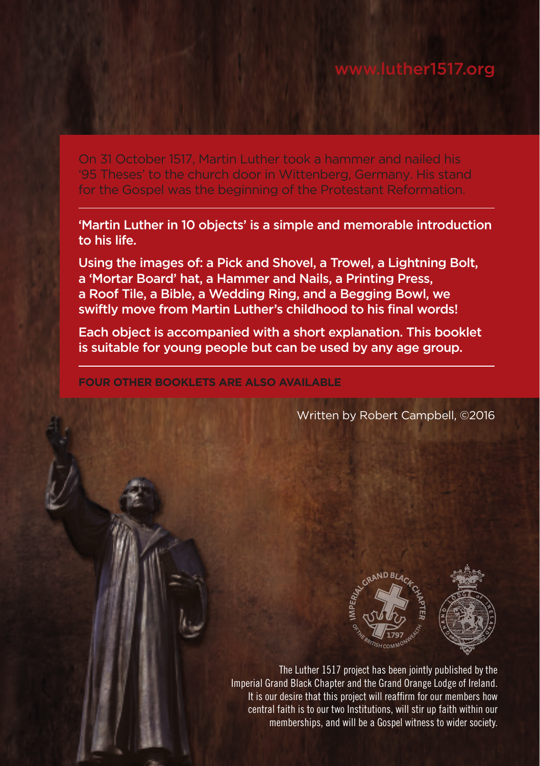www.luther1517.org

On 31 October 1517, Martin Luther took a hammer and nailed his '95 Theses' to the church door in Wittenberg, Germany. His stand for the Gospel was the beginning of the Protestant Reformation.

'Martin Luther in 10 objects' is a simple and memorable introduction to his life.

Using the images of: a Pick and Shovel, a Trowel, a Lightning Bolt, a 'Mortar Board' hat, a Hammer and Nails, a Printing Press, a Roof Tile, a Bible, a Wedding Ring, and a Begging Bowl, we swiftly move from Martin Luther's childhood to his final words!

Each object is accompanied with a short explanation. This booklet is suitable for young people but can be used by any age group.

**FOUR OTHER BOOKLETS ARE ALSO AVAILABLE**

Written by Robert Campbell, ©2016

IMPERIAL GRAND BLACK CHAPTER OF THE BRITISH COMMONWEALTH 1797

GRAND LODGE of IRELAND

The Luther 1517 project has been jointly published by the Imperial Grand Black Chapter and the Grand Orange Lodge of Ireland. It is our desire that this project will reaffirm for our members how central faith is to our two Institutions, will stir up faith within our memberships, and will be a Gospel witness to wider society.